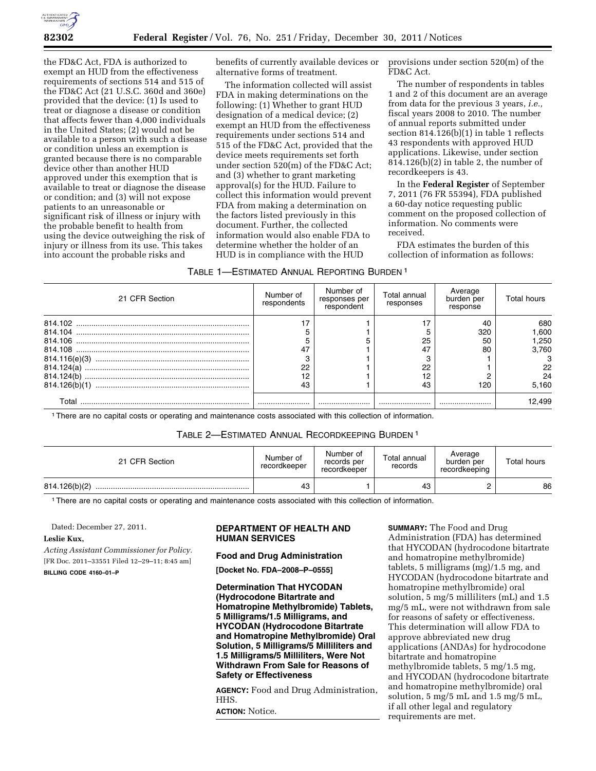the FD&C Act, FDA is authorized to exempt an HUD from the effectiveness requirements of sections 514 and 515 of the FD&C Act (21 U.S.C. 360d and 360e) provided that the device: (1) Is used to treat or diagnose a disease or condition that affects fewer than 4,000 individuals in the United States; (2) would not be available to a person with such a disease or condition unless an exemption is granted because there is no comparable device other than another HUD approved under this exemption that is available to treat or diagnose the disease or condition; and (3) will not expose patients to an unreasonable or significant risk of illness or injury with the probable benefit to health from using the device outweighing the risk of injury or illness from its use. This takes into account the probable risks and benefits of currently available devices or alternative forms of treatment.

The information collected will assist FDA in making determinations on the following: (1) Whether to grant HUD designation of a medical device; (2) exempt an HUD from the effectiveness requirements under sections 514 and 515 of the FD&C Act, provided that the device meets requirements set forth under section 520(m) of the FD&C Act; and (3) whether to grant marketing approval(s) for the HUD. Failure to collect this information would prevent FDA from making a determination on the factors listed previously in this document. Further, the collected information would also enable FDA to determine whether the holder of an HUD is in compliance with the HUD provisions under section 520(m) of the FD&C Act.

The number of respondents in tables 1 and 2 of this document are an average from data for the previous 3 years, *i.e.,* fiscal years 2008 to 2010. The number of annual reports submitted under section 814.126(b)(1) in table 1 reflects 43 respondents with approved HUD applications. Likewise, under section 814.126(b)(2) in table 2, the number of recordkeepers is 43.

In the **Federal Register** of September 7, 2011 (76 FR 55394), FDA published a 60-day notice requesting public comment on the proposed collection of information. No comments were received.

FDA estimates the burden of this collection of information as follows:

TABLE 1—ESTIMATED ANNUAL REPORTING BURDEN [1]

| 21 CFR Section | Number of respondents | Number of responses per respondent | Total annual responses | Average burden per response | Total hours |
|---|---|---|---|---|---|
| 814.102 | 17 | 1 | 17 | 40 | 680 |
| 814.104 | 5 | 1 | 5 | 320 | 1,600 |
| 814.106 | 5 | 5 | 25 | 50 | 1,250 |
| 814.108 | 47 | 1 | 47 | 80 | 3,760 |
| 814.116(e)(3) | 3 | 1 | 3 | 1 | 3 |
| 814.124(a) | 22 | 1 | 22 | 1 | 22 |
| 814.124(b) | 12 | 1 | 12 | 2 | 24 |
| 814.126(b)(1) | 43 | 1 | 43 | 120 | 5,160 |
| Total | | | | | 12,499 |

[1] There are no capital costs or operating and maintenance costs associated with this collection of information.

TABLE 2—ESTIMATED ANNUAL RECORDKEEPING BURDEN [1]

| 21 CFR Section | Number of recordkeeper | Number of records per recordkeeper | Total annual records | Average burden per recordkeeping | Total hours |
|---|---|---|---|---|---|
| 814.126(b)(2) | 43 | 1 | 43 | 2 | 86 |

[1] There are no capital costs or operating and maintenance costs associated with this collection of information.

Dated: December 27, 2011.

**Leslie Kux,**

*Acting Assistant Commissioner for Policy.*

[FR Doc. 2011–33551 Filed 12–29–11; 8:45 am]

**BILLING CODE 4160–01–P**

## DEPARTMENT OF HEALTH AND HUMAN SERVICES

### Food and Drug Administration

**[Docket No. FDA–2008–P–0555]**

### Determination That HYCODAN (Hydrocodone Bitartrate and Homatropine Methylbromide) Tablets, 5 Milligrams/1.5 Milligrams, and HYCODAN (Hydrocodone Bitartrate and Homatropine Methylbromide) Oral Solution, 5 Milligrams/5 Milliliters and 1.5 Milligrams/5 Milliliters, Were Not Withdrawn From Sale for Reasons of Safety or Effectiveness

**AGENCY:** Food and Drug Administration, HHS.

**ACTION:** Notice.

**SUMMARY:** The Food and Drug Administration (FDA) has determined that HYCODAN (hydrocodone bitartrate and homatropine methylbromide) tablets, 5 milligrams (mg)/1.5 mg, and HYCODAN (hydrocodone bitartrate and homatropine methylbromide) oral solution, 5 mg/5 milliliters (mL) and 1.5 mg/5 mL, were not withdrawn from sale for reasons of safety or effectiveness. This determination will allow FDA to approve abbreviated new drug applications (ANDAs) for hydrocodone bitartrate and homatropine methylbromide tablets, 5 mg/1.5 mg, and HYCODAN (hydrocodone bitartrate and homatropine methylbromide) oral solution, 5 mg/5 mL and 1.5 mg/5 mL, if all other legal and regulatory requirements are met.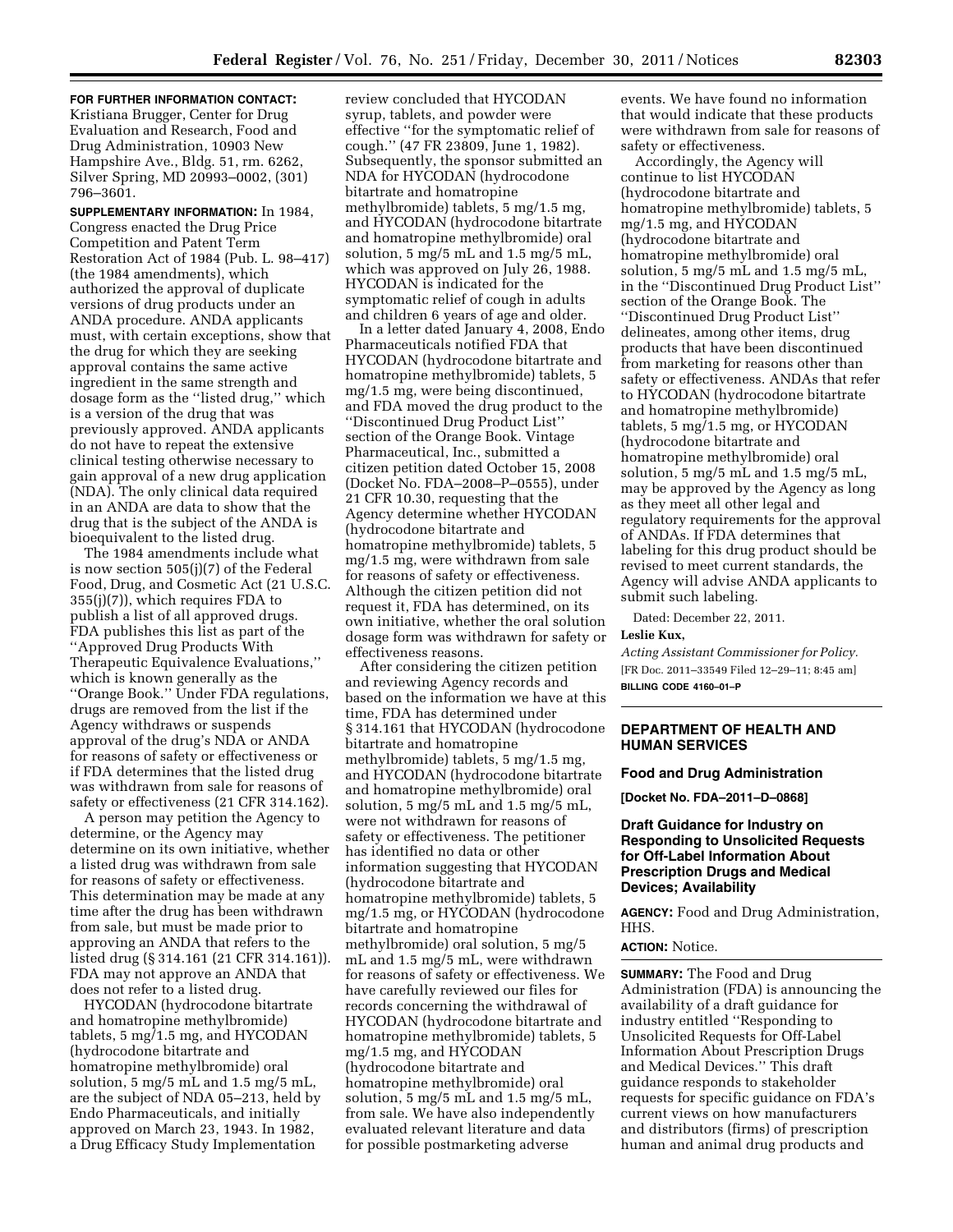**FOR FURTHER INFORMATION CONTACT:** Kristiana Brugger, Center for Drug Evaluation and Research, Food and Drug Administration, 10903 New Hampshire Ave., Bldg. 51, rm. 6262, Silver Spring, MD 20993–0002, (301) 796–3601.

**SUPPLEMENTARY INFORMATION:** In 1984, Congress enacted the Drug Price Competition and Patent Term Restoration Act of 1984 (Pub. L. 98–417) (the 1984 amendments), which authorized the approval of duplicate versions of drug products under an ANDA procedure. ANDA applicants must, with certain exceptions, show that the drug for which they are seeking approval contains the same active ingredient in the same strength and dosage form as the ''listed drug,'' which is a version of the drug that was previously approved. ANDA applicants do not have to repeat the extensive clinical testing otherwise necessary to gain approval of a new drug application (NDA). The only clinical data required in an ANDA are data to show that the drug that is the subject of the ANDA is bioequivalent to the listed drug.

The 1984 amendments include what is now section 505(j)(7) of the Federal Food, Drug, and Cosmetic Act (21 U.S.C. 355(j)(7)), which requires FDA to publish a list of all approved drugs. FDA publishes this list as part of the ''Approved Drug Products With Therapeutic Equivalence Evaluations,'' which is known generally as the ''Orange Book.'' Under FDA regulations, drugs are removed from the list if the Agency withdraws or suspends approval of the drug's NDA or ANDA for reasons of safety or effectiveness or if FDA determines that the listed drug was withdrawn from sale for reasons of safety or effectiveness (21 CFR 314.162).

A person may petition the Agency to determine, or the Agency may determine on its own initiative, whether a listed drug was withdrawn from sale for reasons of safety or effectiveness. This determination may be made at any time after the drug has been withdrawn from sale, but must be made prior to approving an ANDA that refers to the listed drug (§ 314.161 (21 CFR 314.161)). FDA may not approve an ANDA that does not refer to a listed drug.

HYCODAN (hydrocodone bitartrate and homatropine methylbromide) tablets, 5 mg/1.5 mg, and HYCODAN (hydrocodone bitartrate and homatropine methylbromide) oral solution, 5 mg/5 mL and 1.5 mg/5 mL, are the subject of NDA 05–213, held by Endo Pharmaceuticals, and initially approved on March 23, 1943. In 1982, a Drug Efficacy Study Implementation review concluded that HYCODAN syrup, tablets, and powder were effective ''for the symptomatic relief of cough.'' (47 FR 23809, June 1, 1982). Subsequently, the sponsor submitted an NDA for HYCODAN (hydrocodone bitartrate and homatropine methylbromide) tablets, 5 mg/1.5 mg, and HYCODAN (hydrocodone bitartrate and homatropine methylbromide) oral solution, 5 mg/5 mL and 1.5 mg/5 mL, which was approved on July 26, 1988. HYCODAN is indicated for the symptomatic relief of cough in adults and children 6 years of age and older.

In a letter dated January 4, 2008, Endo Pharmaceuticals notified FDA that HYCODAN (hydrocodone bitartrate and homatropine methylbromide) tablets, 5 mg/1.5 mg, were being discontinued, and FDA moved the drug product to the ''Discontinued Drug Product List'' section of the Orange Book. Vintage Pharmaceutical, Inc., submitted a citizen petition dated October 15, 2008 (Docket No. FDA–2008–P–0555), under 21 CFR 10.30, requesting that the Agency determine whether HYCODAN (hydrocodone bitartrate and homatropine methylbromide) tablets, 5 mg/1.5 mg, were withdrawn from sale for reasons of safety or effectiveness. Although the citizen petition did not request it, FDA has determined, on its own initiative, whether the oral solution dosage form was withdrawn for safety or effectiveness reasons.

After considering the citizen petition and reviewing Agency records and based on the information we have at this time, FDA has determined under § 314.161 that HYCODAN (hydrocodone bitartrate and homatropine methylbromide) tablets, 5 mg/1.5 mg, and HYCODAN (hydrocodone bitartrate and homatropine methylbromide) oral solution, 5 mg/5 mL and 1.5 mg/5 mL, were not withdrawn for reasons of safety or effectiveness. The petitioner has identified no data or other information suggesting that HYCODAN (hydrocodone bitartrate and homatropine methylbromide) tablets, 5 mg/1.5 mg, or HYCODAN (hydrocodone bitartrate and homatropine methylbromide) oral solution, 5 mg/5 mL and 1.5 mg/5 mL, were withdrawn for reasons of safety or effectiveness. We have carefully reviewed our files for records concerning the withdrawal of HYCODAN (hydrocodone bitartrate and homatropine methylbromide) tablets, 5 mg/1.5 mg, and HYCODAN (hydrocodone bitartrate and homatropine methylbromide) oral solution, 5 mg/5 mL and 1.5 mg/5 mL, from sale. We have also independently evaluated relevant literature and data for possible postmarketing adverse events. We have found no information that would indicate that these products were withdrawn from sale for reasons of safety or effectiveness.

Accordingly, the Agency will continue to list HYCODAN (hydrocodone bitartrate and homatropine methylbromide) tablets, 5 mg/1.5 mg, and HYCODAN (hydrocodone bitartrate and homatropine methylbromide) oral solution, 5 mg/5 mL and 1.5 mg/5 mL, in the ''Discontinued Drug Product List'' section of the Orange Book. The ''Discontinued Drug Product List'' delineates, among other items, drug products that have been discontinued from marketing for reasons other than safety or effectiveness. ANDAs that refer to HYCODAN (hydrocodone bitartrate and homatropine methylbromide) tablets, 5 mg/1.5 mg, or HYCODAN (hydrocodone bitartrate and homatropine methylbromide) oral solution, 5 mg/5 mL and 1.5 mg/5 mL, may be approved by the Agency as long as they meet all other legal and regulatory requirements for the approval of ANDAs. If FDA determines that labeling for this drug product should be revised to meet current standards, the Agency will advise ANDA applicants to submit such labeling.

Dated: December 22, 2011.

**Leslie Kux,**

*Acting Assistant Commissioner for Policy.*

[FR Doc. 2011–33549 Filed 12–29–11; 8:45 am]

**BILLING CODE 4160–01–P**

---

## DEPARTMENT OF HEALTH AND HUMAN SERVICES

### Food and Drug Administration

**[Docket No. FDA–2011–D–0868]**

### Draft Guidance for Industry on Responding to Unsolicited Requests for Off-Label Information About Prescription Drugs and Medical Devices; Availability

**AGENCY:** Food and Drug Administration, HHS.

**ACTION:** Notice.

**SUMMARY:** The Food and Drug Administration (FDA) is announcing the availability of a draft guidance for industry entitled ''Responding to Unsolicited Requests for Off-Label Information About Prescription Drugs and Medical Devices.'' This draft guidance responds to stakeholder requests for specific guidance on FDA's current views on how manufacturers and distributors (firms) of prescription human and animal drug products and